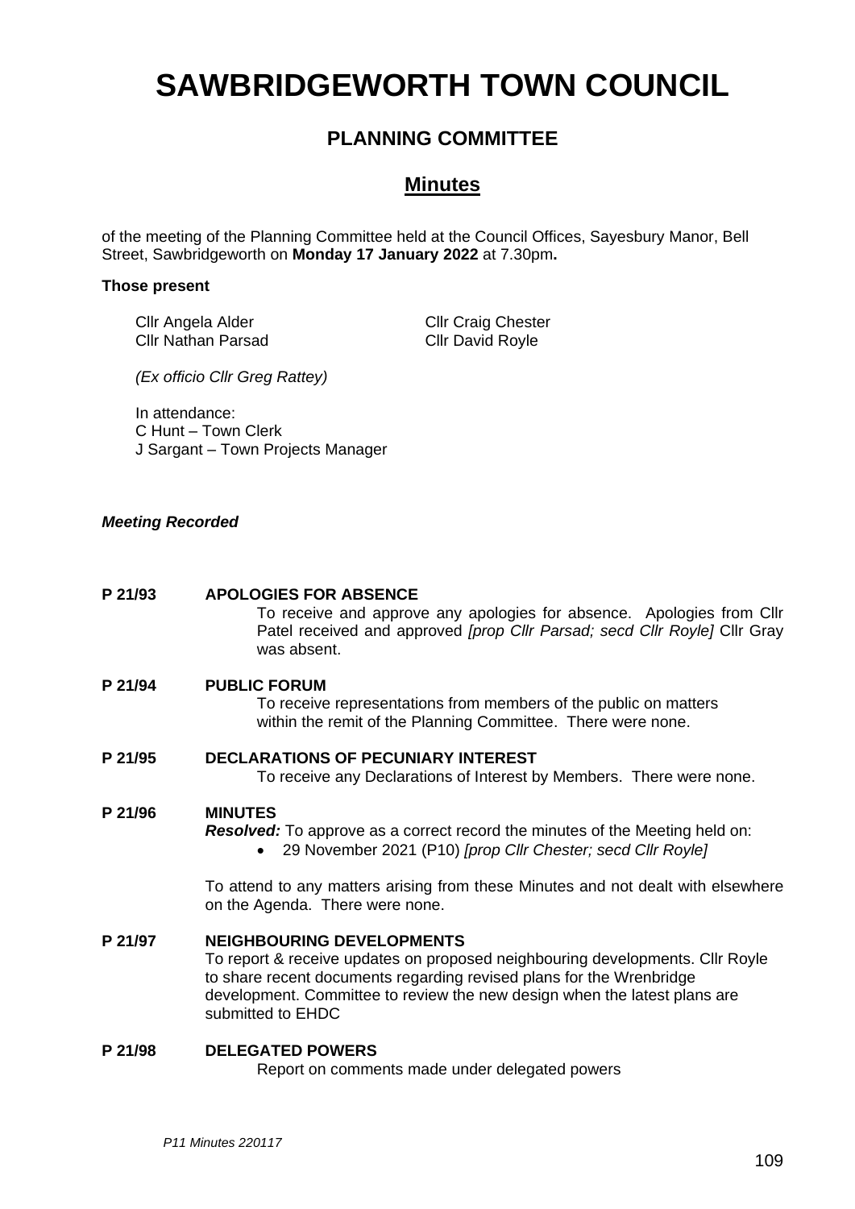# SAWBRIDGEWORTH TOWN COUNCIL

## PLANNING COMMITTEE

## Minutes

of the meeting of the Planning Committee held at the Council Offices, Sayesbury Manor, Bell Street, Sawbridgeworth on **Monday 17 January 2022** at 7.30pm**.**

**Those present**

Cllr Angela Alder
Cllr Craig Chester
Cllr Nathan Parsad
Cllr David Royle

*(Ex officio Cllr Greg Rattey)*

In attendance:
C Hunt – Town Clerk
J Sargant – Town Projects Manager

***Meeting Recorded***

**P 21/93 APOLOGIES FOR ABSENCE**

To receive and approve any apologies for absence. Apologies from Cllr Patel received and approved *[prop Cllr Parsad; secd Cllr Royle]* Cllr Gray was absent.

**P 21/94 PUBLIC FORUM**

To receive representations from members of the public on matters within the remit of the Planning Committee. There were none.

**P 21/95 DECLARATIONS OF PECUNIARY INTEREST**

To receive any Declarations of Interest by Members. There were none.

**P 21/96 MINUTES**

***Resolved:*** To approve as a correct record the minutes of the Meeting held on:

- 29 November 2021 (P10) *[prop Cllr Chester; secd Cllr Royle]*

To attend to any matters arising from these Minutes and not dealt with elsewhere on the Agenda. There were none.

**P 21/97 NEIGHBOURING DEVELOPMENTS**

To report & receive updates on proposed neighbouring developments. Cllr Royle to share recent documents regarding revised plans for the Wrenbridge development. Committee to review the new design when the latest plans are submitted to EHDC

**P 21/98 DELEGATED POWERS**

Report on comments made under delegated powers

*P11 Minutes 220117*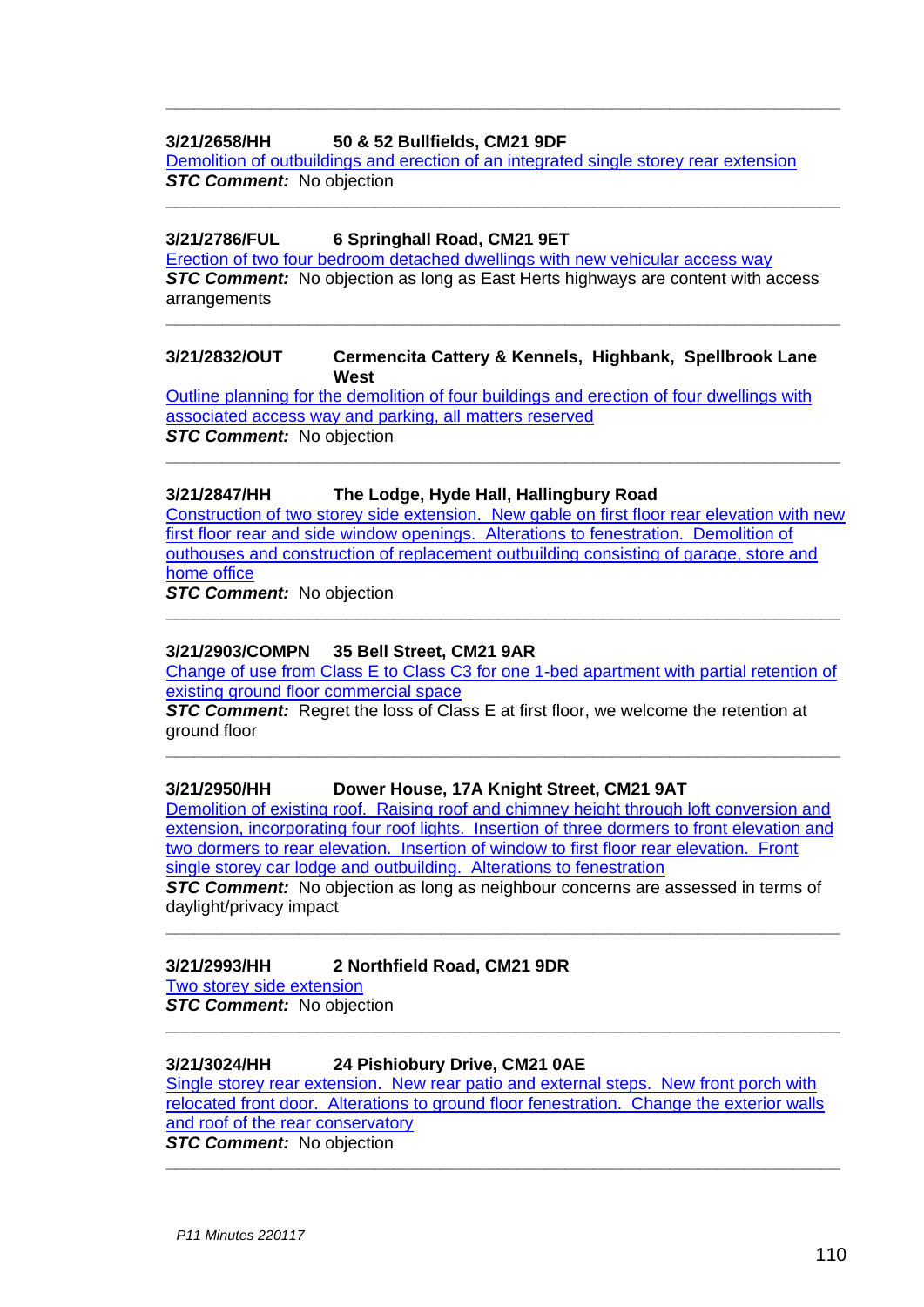---

**3/21/2658/HH** **50 & 52 Bullfields, CM21 9DF**

Demolition of outbuildings and erection of an integrated single storey rear extension

***STC Comment:*** No objection

---

**3/21/2786/FUL** **6 Springhall Road, CM21 9ET**

Erection of two four bedroom detached dwellings with new vehicular access way

***STC Comment:*** No objection as long as East Herts highways are content with access arrangements

---

**3/21/2832/OUT** **Cermencita Cattery & Kennels, Highbank, Spellbrook Lane West**

Outline planning for the demolition of four buildings and erection of four dwellings with associated access way and parking, all matters reserved

***STC Comment:*** No objection

---

**3/21/2847/HH** **The Lodge, Hyde Hall, Hallingbury Road**

Construction of two storey side extension. New gable on first floor rear elevation with new first floor rear and side window openings. Alterations to fenestration. Demolition of outhouses and construction of replacement outbuilding consisting of garage, store and home office

***STC Comment:*** No objection

---

**3/21/2903/COMPN** **35 Bell Street, CM21 9AR**

Change of use from Class E to Class C3 for one 1-bed apartment with partial retention of existing ground floor commercial space

***STC Comment:*** Regret the loss of Class E at first floor, we welcome the retention at ground floor

---

**3/21/2950/HH** **Dower House, 17A Knight Street, CM21 9AT**

Demolition of existing roof. Raising roof and chimney height through loft conversion and extension, incorporating four roof lights. Insertion of three dormers to front elevation and two dormers to rear elevation. Insertion of window to first floor rear elevation. Front single storey car lodge and outbuilding. Alterations to fenestration

***STC Comment:*** No objection as long as neighbour concerns are assessed in terms of daylight/privacy impact

---

**3/21/2993/HH** **2 Northfield Road, CM21 9DR**

Two storey side extension

***STC Comment:*** No objection

---

**3/21/3024/HH** **24 Pishiobury Drive, CM21 0AE**

Single storey rear extension. New rear patio and external steps. New front porch with relocated front door. Alterations to ground floor fenestration. Change the exterior walls and roof of the rear conservatory

***STC Comment:*** No objection

---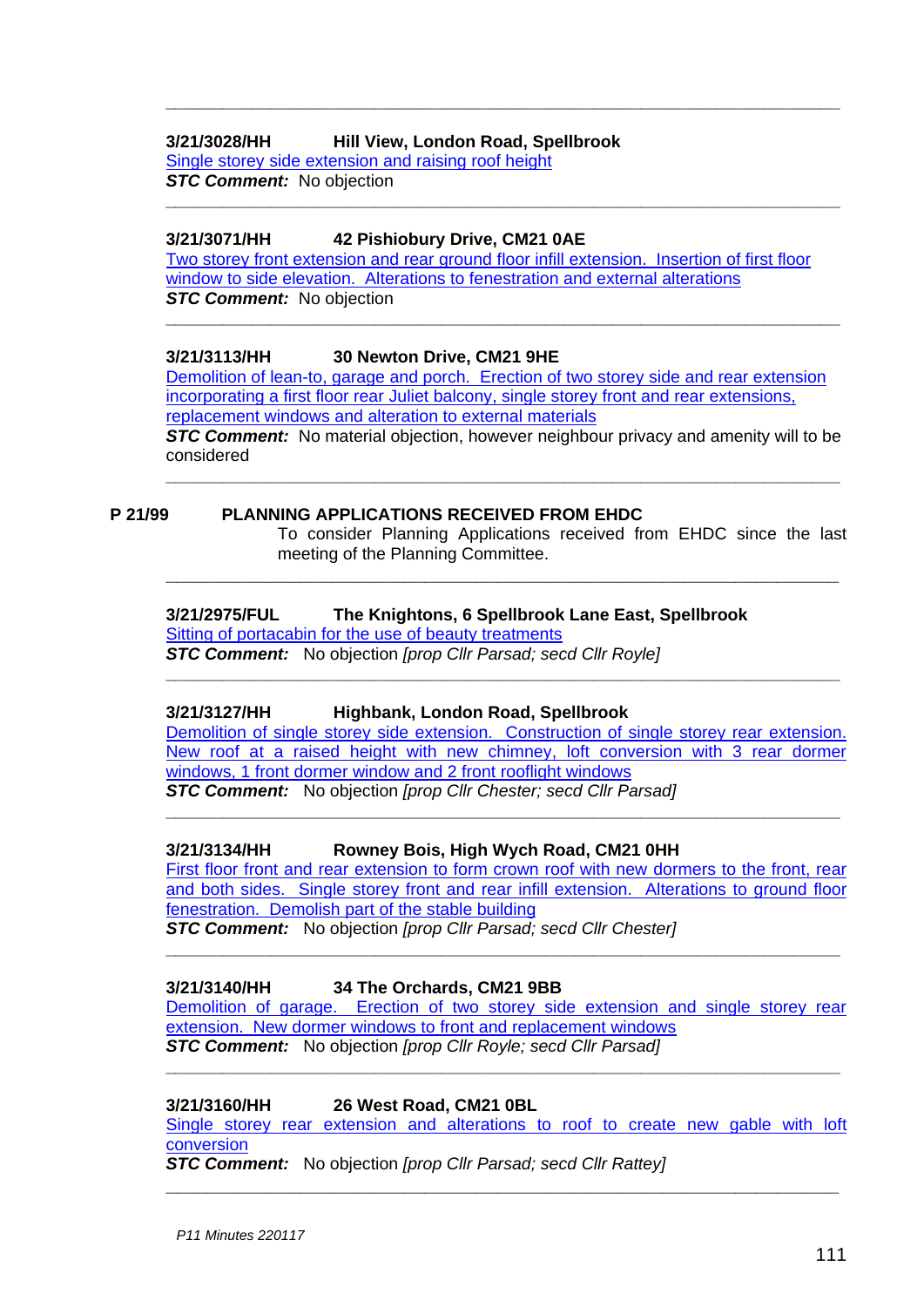---

**3/21/3028/HH Hill View, London Road, Spellbrook**

Single storey side extension and raising roof height

***STC Comment:*** No objection

---

**3/21/3071/HH 42 Pishiobury Drive, CM21 0AE**

Two storey front extension and rear ground floor infill extension. Insertion of first floor window to side elevation. Alterations to fenestration and external alterations

***STC Comment:*** No objection

---

**3/21/3113/HH 30 Newton Drive, CM21 9HE**

Demolition of lean-to, garage and porch. Erection of two storey side and rear extension incorporating a first floor rear Juliet balcony, single storey front and rear extensions, replacement windows and alteration to external materials

***STC Comment:*** No material objection, however neighbour privacy and amenity will to be considered

---

**P 21/99 PLANNING APPLICATIONS RECEIVED FROM EHDC**

To consider Planning Applications received from EHDC since the last meeting of the Planning Committee.

---

**3/21/2975/FUL The Knightons, 6 Spellbrook Lane East, Spellbrook**

Sitting of portacabin for the use of beauty treatments

***STC Comment:*** No objection *[prop Cllr Parsad; secd Cllr Royle]*

---

**3/21/3127/HH Highbank, London Road, Spellbrook**

Demolition of single storey side extension. Construction of single storey rear extension. New roof at a raised height with new chimney, loft conversion with 3 rear dormer windows, 1 front dormer window and 2 front rooflight windows

***STC Comment:*** No objection *[prop Cllr Chester; secd Cllr Parsad]*

---

**3/21/3134/HH Rowney Bois, High Wych Road, CM21 0HH**

First floor front and rear extension to form crown roof with new dormers to the front, rear and both sides. Single storey front and rear infill extension. Alterations to ground floor fenestration. Demolish part of the stable building

***STC Comment:*** No objection *[prop Cllr Parsad; secd Cllr Chester]*

---

**3/21/3140/HH 34 The Orchards, CM21 9BB**

Demolition of garage. Erection of two storey side extension and single storey rear extension. New dormer windows to front and replacement windows

***STC Comment:*** No objection *[prop Cllr Royle; secd Cllr Parsad]*

---

**3/21/3160/HH 26 West Road, CM21 0BL**

Single storey rear extension and alterations to roof to create new gable with loft conversion

***STC Comment:*** No objection *[prop Cllr Parsad; secd Cllr Rattey]*

---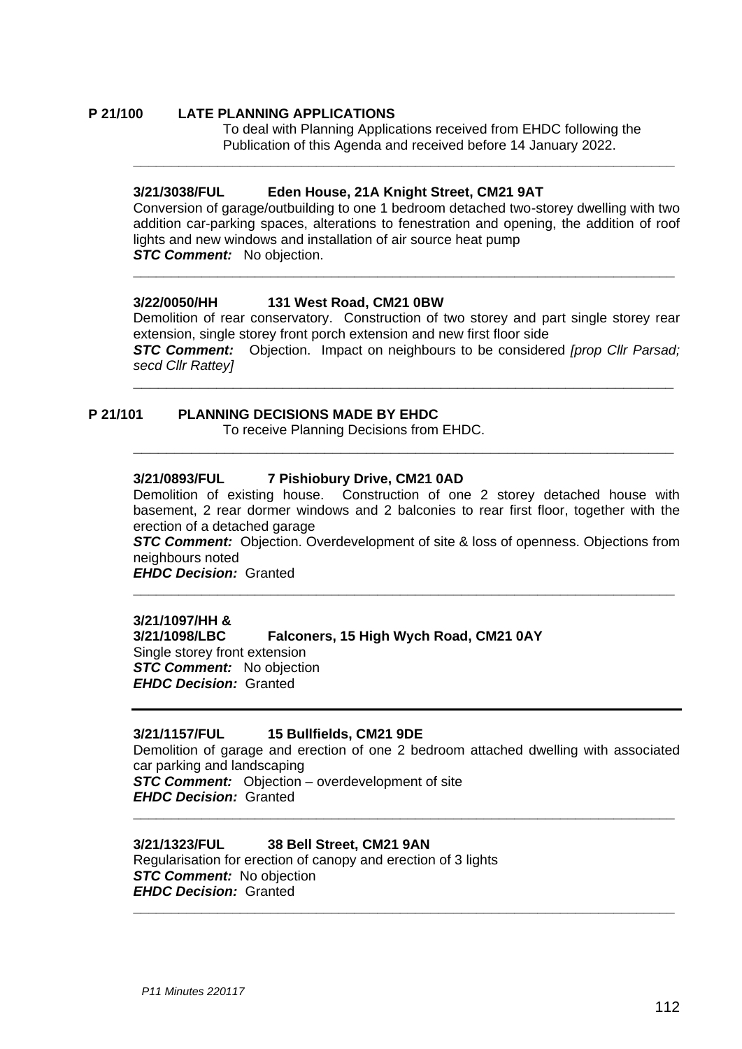## P 21/100 LATE PLANNING APPLICATIONS

To deal with Planning Applications received from EHDC following the Publication of this Agenda and received before 14 January 2022.

---

**3/21/3038/FUL Eden House, 21A Knight Street, CM21 9AT**

Conversion of garage/outbuilding to one 1 bedroom detached two-storey dwelling with two addition car-parking spaces, alterations to fenestration and opening, the addition of roof lights and new windows and installation of air source heat pump

***STC Comment:*** No objection.

---

**3/22/0050/HH 131 West Road, CM21 0BW**

Demolition of rear conservatory. Construction of two storey and part single storey rear extension, single storey front porch extension and new first floor side

***STC Comment:*** Objection. Impact on neighbours to be considered *[prop Cllr Parsad; secd Cllr Rattey]*

---

## P 21/101 PLANNING DECISIONS MADE BY EHDC

To receive Planning Decisions from EHDC.

---

**3/21/0893/FUL 7 Pishiobury Drive, CM21 0AD**

Demolition of existing house. Construction of one 2 storey detached house with basement, 2 rear dormer windows and 2 balconies to rear first floor, together with the erection of a detached garage

***STC Comment:*** Objection. Overdevelopment of site & loss of openness. Objections from neighbours noted

***EHDC Decision:*** Granted

---

**3/21/1097/HH &**
**3/21/1098/LBC Falconers, 15 High Wych Road, CM21 0AY**

Single storey front extension

***STC Comment:*** No objection

***EHDC Decision:*** Granted

---

**3/21/1157/FUL 15 Bullfields, CM21 9DE**

Demolition of garage and erection of one 2 bedroom attached dwelling with associated car parking and landscaping

***STC Comment:*** Objection – overdevelopment of site

***EHDC Decision:*** Granted

---

**3/21/1323/FUL 38 Bell Street, CM21 9AN**

Regularisation for erection of canopy and erection of 3 lights

***STC Comment:*** No objection

***EHDC Decision:*** Granted

---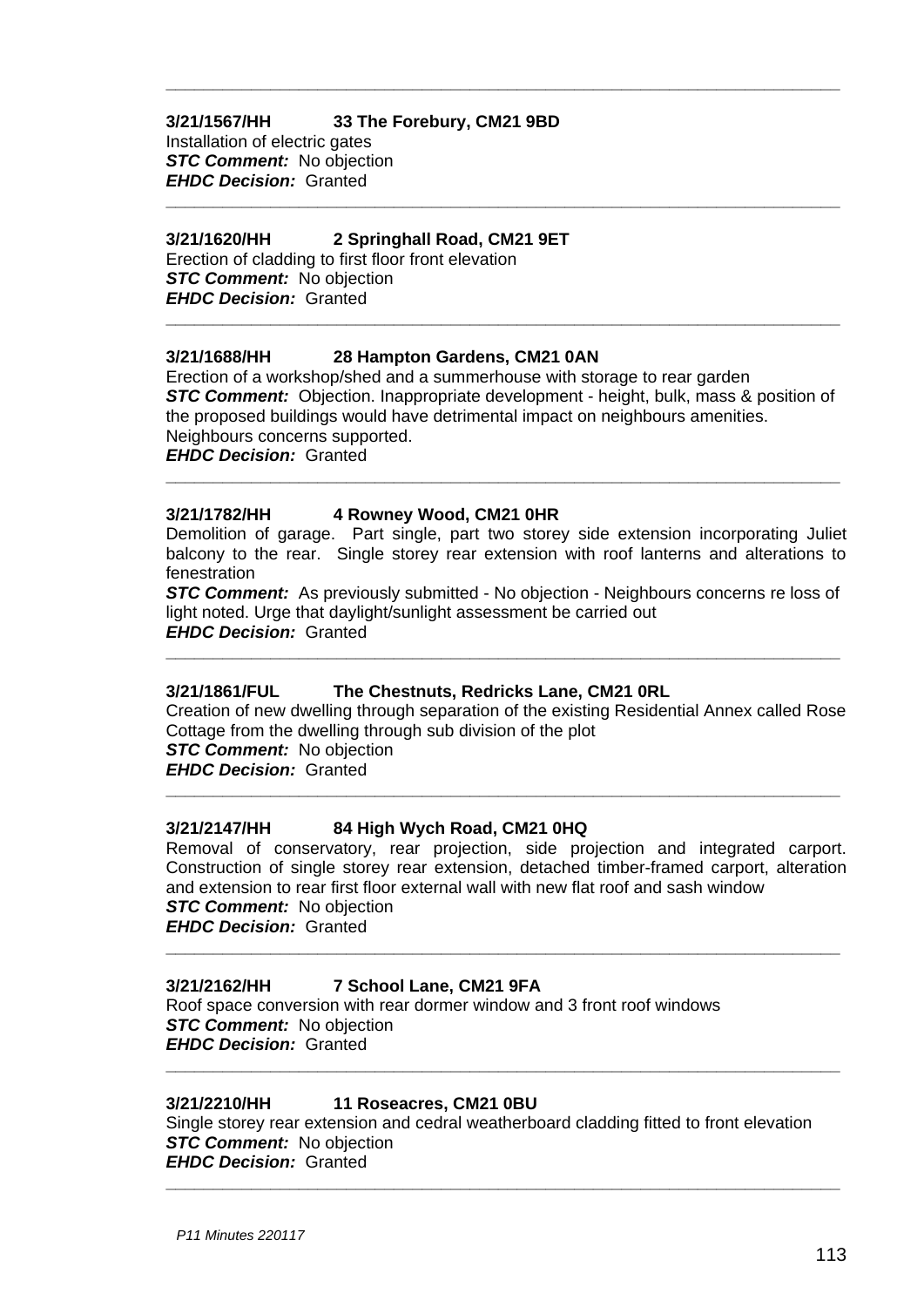---

**3/21/1567/HH 33 The Forebury, CM21 9BD**
Installation of electric gates
***STC Comment:*** No objection
***EHDC Decision:*** Granted

---

**3/21/1620/HH 2 Springhall Road, CM21 9ET**
Erection of cladding to first floor front elevation
***STC Comment:*** No objection
***EHDC Decision:*** Granted

---

**3/21/1688/HH 28 Hampton Gardens, CM21 0AN**
Erection of a workshop/shed and a summerhouse with storage to rear garden
***STC Comment:*** Objection. Inappropriate development - height, bulk, mass & position of the proposed buildings would have detrimental impact on neighbours amenities. Neighbours concerns supported.
***EHDC Decision:*** Granted

---

**3/21/1782/HH 4 Rowney Wood, CM21 0HR**
Demolition of garage. Part single, part two storey side extension incorporating Juliet balcony to the rear. Single storey rear extension with roof lanterns and alterations to fenestration
***STC Comment:*** As previously submitted - No objection - Neighbours concerns re loss of light noted. Urge that daylight/sunlight assessment be carried out
***EHDC Decision:*** Granted

---

**3/21/1861/FUL The Chestnuts, Redricks Lane, CM21 0RL**
Creation of new dwelling through separation of the existing Residential Annex called Rose Cottage from the dwelling through sub division of the plot
***STC Comment:*** No objection
***EHDC Decision:*** Granted

---

**3/21/2147/HH 84 High Wych Road, CM21 0HQ**
Removal of conservatory, rear projection, side projection and integrated carport. Construction of single storey rear extension, detached timber-framed carport, alteration and extension to rear first floor external wall with new flat roof and sash window
***STC Comment:*** No objection
***EHDC Decision:*** Granted

---

**3/21/2162/HH 7 School Lane, CM21 9FA**
Roof space conversion with rear dormer window and 3 front roof windows
***STC Comment:*** No objection
***EHDC Decision:*** Granted

---

**3/21/2210/HH 11 Roseacres, CM21 0BU**
Single storey rear extension and cedral weatherboard cladding fitted to front elevation
***STC Comment:*** No objection
***EHDC Decision:*** Granted

---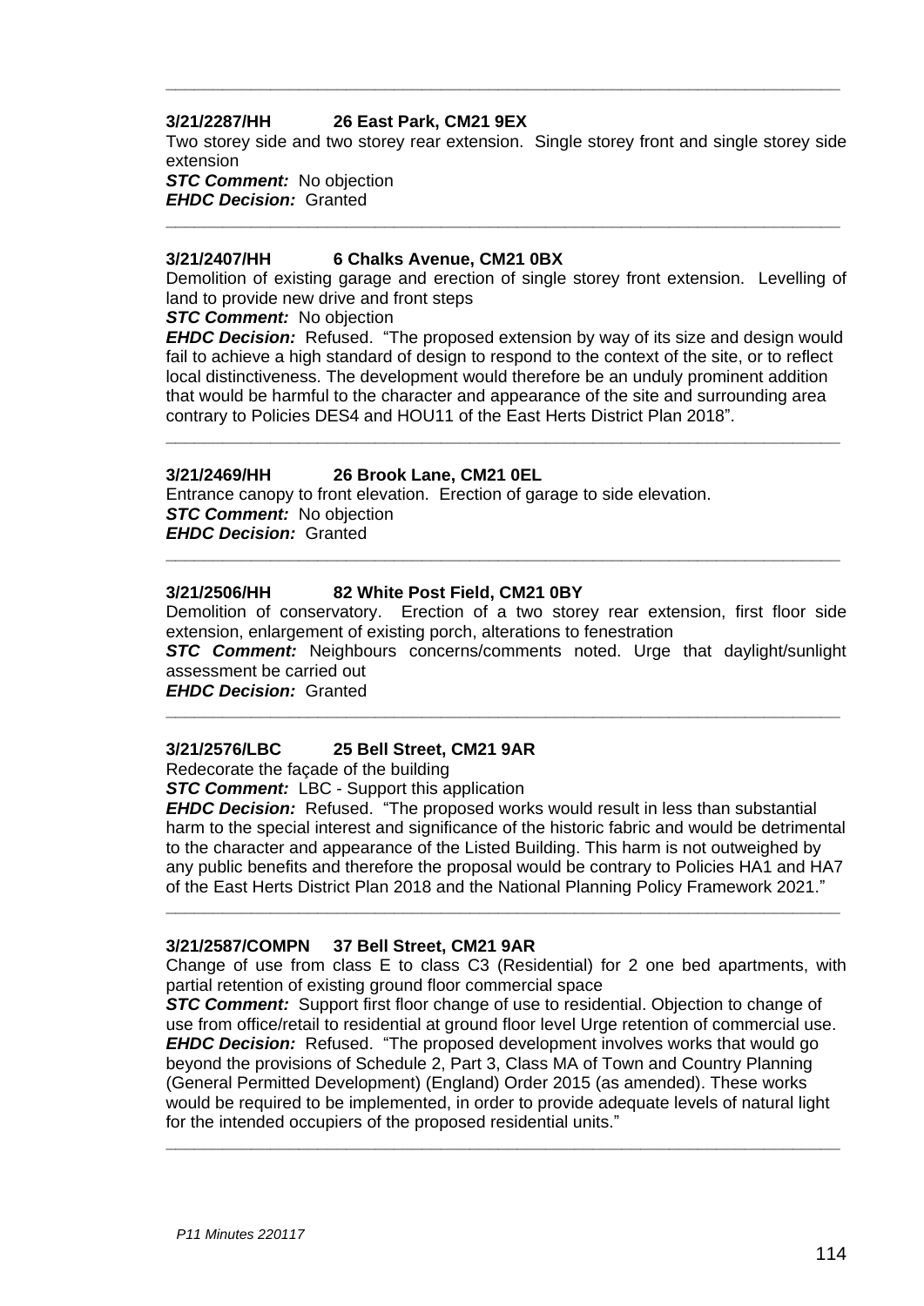---

**3/21/2287/HH 26 East Park, CM21 9EX**

Two storey side and two storey rear extension. Single storey front and single storey side extension

***STC Comment:*** No objection

***EHDC Decision:*** Granted

---

**3/21/2407/HH 6 Chalks Avenue, CM21 0BX**

Demolition of existing garage and erection of single storey front extension. Levelling of land to provide new drive and front steps

***STC Comment:*** No objection

***EHDC Decision:*** Refused. "The proposed extension by way of its size and design would fail to achieve a high standard of design to respond to the context of the site, or to reflect local distinctiveness. The development would therefore be an unduly prominent addition that would be harmful to the character and appearance of the site and surrounding area contrary to Policies DES4 and HOU11 of the East Herts District Plan 2018".

---

**3/21/2469/HH 26 Brook Lane, CM21 0EL**

Entrance canopy to front elevation. Erection of garage to side elevation.

***STC Comment:*** No objection

***EHDC Decision:*** Granted

---

**3/21/2506/HH 82 White Post Field, CM21 0BY**

Demolition of conservatory. Erection of a two storey rear extension, first floor side extension, enlargement of existing porch, alterations to fenestration

***STC Comment:*** Neighbours concerns/comments noted. Urge that daylight/sunlight assessment be carried out

***EHDC Decision:*** Granted

---

**3/21/2576/LBC 25 Bell Street, CM21 9AR**

Redecorate the façade of the building

***STC Comment:*** LBC - Support this application

***EHDC Decision:*** Refused. "The proposed works would result in less than substantial harm to the special interest and significance of the historic fabric and would be detrimental to the character and appearance of the Listed Building. This harm is not outweighed by any public benefits and therefore the proposal would be contrary to Policies HA1 and HA7 of the East Herts District Plan 2018 and the National Planning Policy Framework 2021."

---

**3/21/2587/COMPN 37 Bell Street, CM21 9AR**

Change of use from class E to class C3 (Residential) for 2 one bed apartments, with partial retention of existing ground floor commercial space

***STC Comment:*** Support first floor change of use to residential. Objection to change of use from office/retail to residential at ground floor level Urge retention of commercial use.

***EHDC Decision:*** Refused. "The proposed development involves works that would go beyond the provisions of Schedule 2, Part 3, Class MA of Town and Country Planning (General Permitted Development) (England) Order 2015 (as amended). These works would be required to be implemented, in order to provide adequate levels of natural light for the intended occupiers of the proposed residential units."

---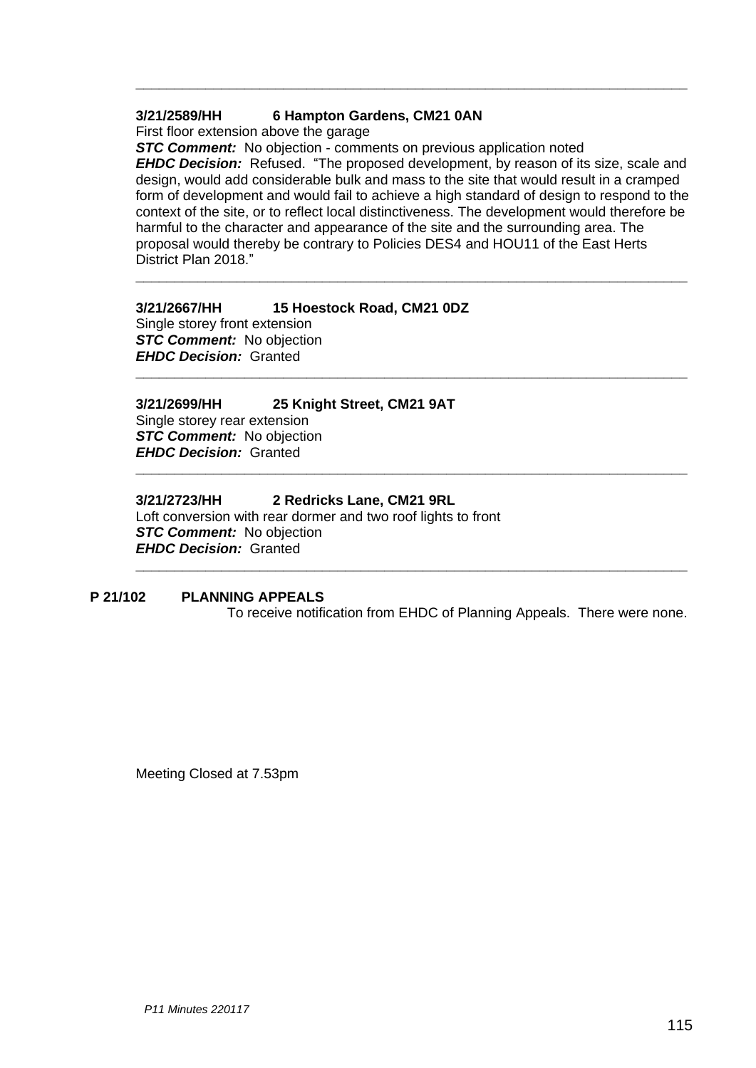---

**3/21/2589/HH 6 Hampton Gardens, CM21 0AN**

First floor extension above the garage

***STC Comment:*** No objection - comments on previous application noted

***EHDC Decision:*** Refused. "The proposed development, by reason of its size, scale and design, would add considerable bulk and mass to the site that would result in a cramped form of development and would fail to achieve a high standard of design to respond to the context of the site, or to reflect local distinctiveness. The development would therefore be harmful to the character and appearance of the site and the surrounding area. The proposal would thereby be contrary to Policies DES4 and HOU11 of the East Herts District Plan 2018."

---

**3/21/2667/HH 15 Hoestock Road, CM21 0DZ**

Single storey front extension

***STC Comment:*** No objection

***EHDC Decision:*** Granted

---

**3/21/2699/HH 25 Knight Street, CM21 9AT**

Single storey rear extension

***STC Comment:*** No objection

***EHDC Decision:*** Granted

---

**3/21/2723/HH 2 Redricks Lane, CM21 9RL**

Loft conversion with rear dormer and two roof lights to front

***STC Comment:*** No objection

***EHDC Decision:*** Granted

---

**P 21/102 PLANNING APPEALS**

To receive notification from EHDC of Planning Appeals. There were none.

Meeting Closed at 7.53pm